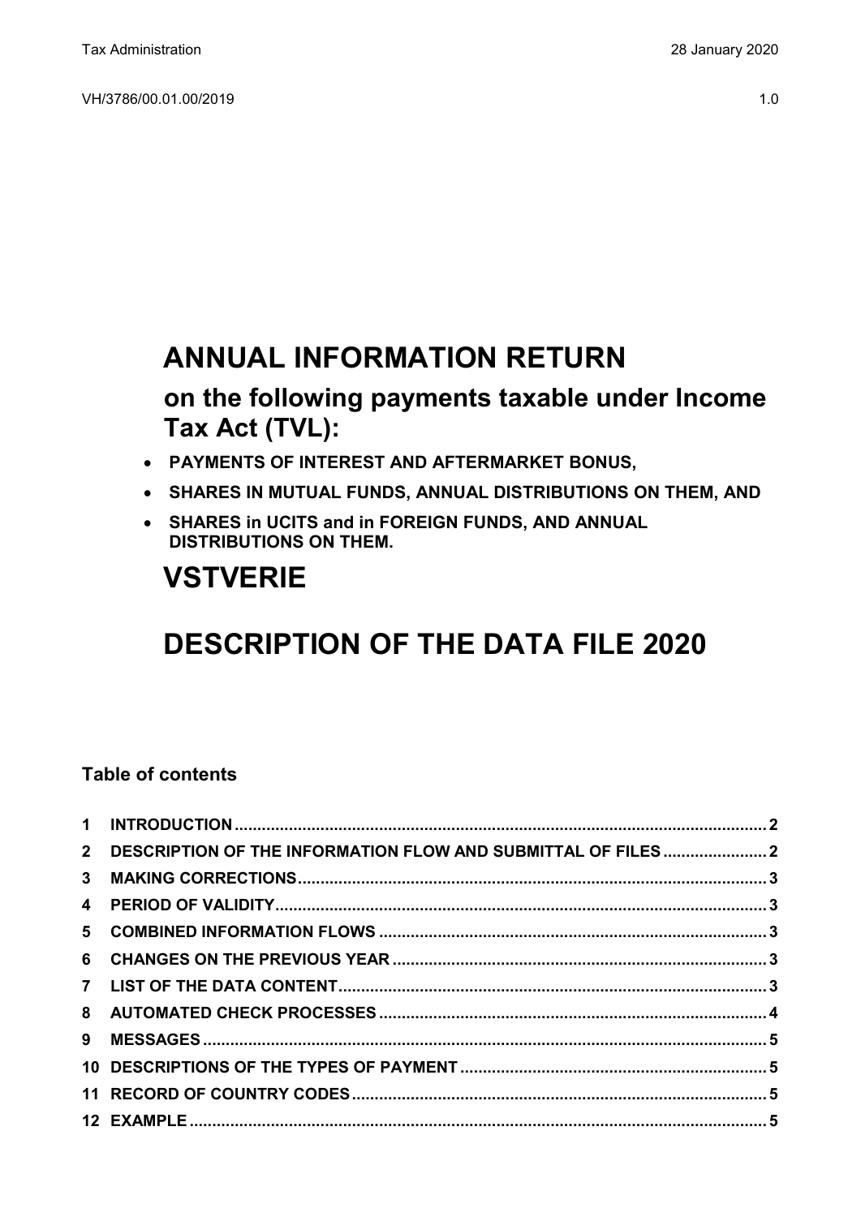Tax Administration 28 January 2020

VH/3786/00.01.00/2019 1.0

# ANNUAL INFORMATION RETURN

## on the following payments taxable under Income Tax Act (TVL):

- **PAYMENTS OF INTEREST AND AFTERMARKET BONUS,**
- **SHARES IN MUTUAL FUNDS, ANNUAL DISTRIBUTIONS ON THEM, AND**
- **SHARES in UCITS and in FOREIGN FUNDS, AND ANNUAL DISTRIBUTIONS ON THEM.**

# VSTVERIE

# DESCRIPTION OF THE DATA FILE 2020

### Table of contents

| | | |
|---|---|---|
| 1 | INTRODUCTION | 2 |
| 2 | DESCRIPTION OF THE INFORMATION FLOW AND SUBMITTAL OF FILES | 2 |
| 3 | MAKING CORRECTIONS | 3 |
| 4 | PERIOD OF VALIDITY | 3 |
| 5 | COMBINED INFORMATION FLOWS | 3 |
| 6 | CHANGES ON THE PREVIOUS YEAR | 3 |
| 7 | LIST OF THE DATA CONTENT | 3 |
| 8 | AUTOMATED CHECK PROCESSES | 4 |
| 9 | MESSAGES | 5 |
| 10 | DESCRIPTIONS OF THE TYPES OF PAYMENT | 5 |
| 11 | RECORD OF COUNTRY CODES | 5 |
| 12 | EXAMPLE | 5 |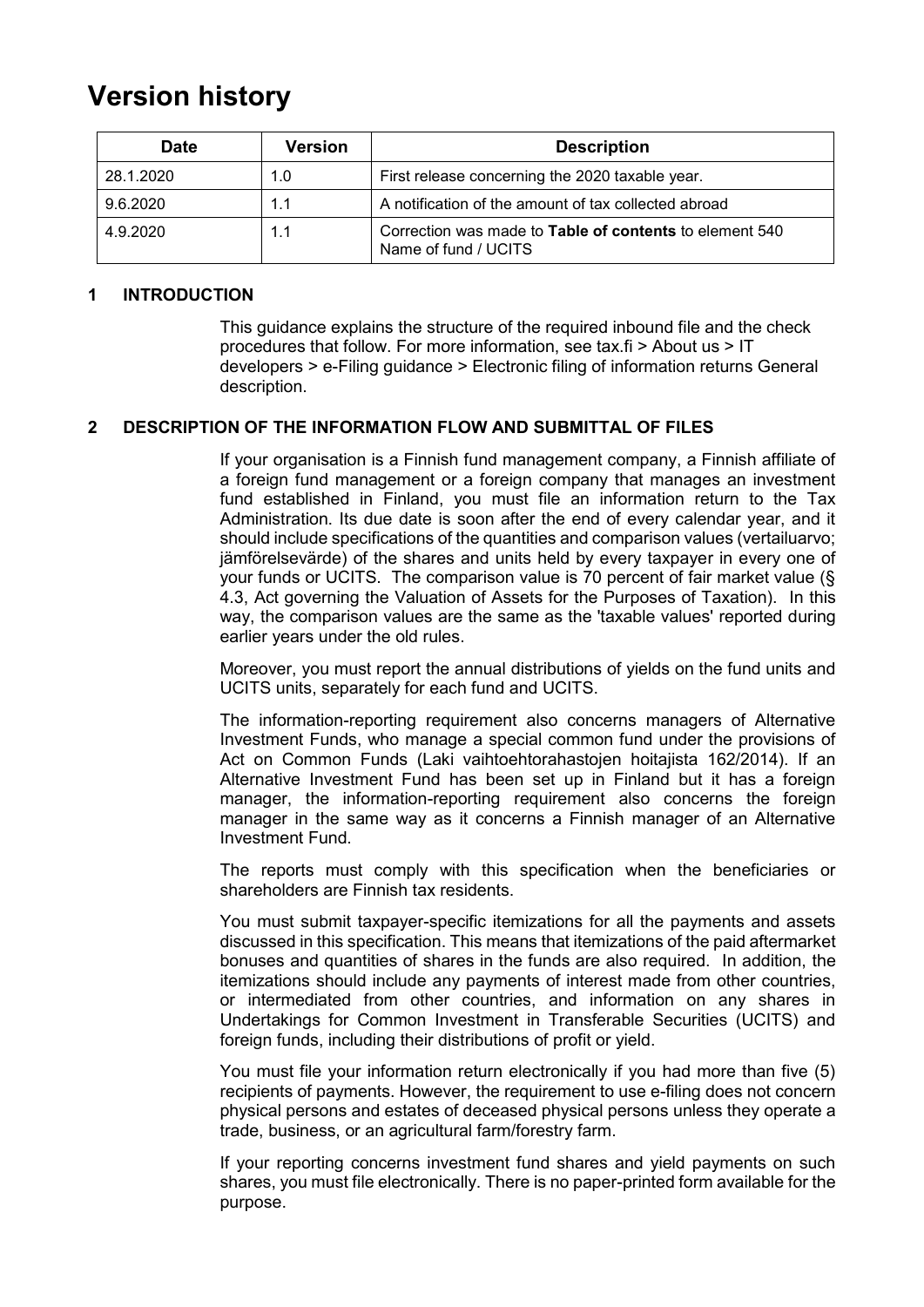# Version history

| Date | Version | Description |
|---|---|---|
| 28.1.2020 | 1.0 | First release concerning the 2020 taxable year. |
| 9.6.2020 | 1.1 | A notification of the amount of tax collected abroad |
| 4.9.2020 | 1.1 | Correction was made to **Table of contents** to element 540 Name of fund / UCITS |

## 1 INTRODUCTION

This guidance explains the structure of the required inbound file and the check procedures that follow. For more information, see tax.fi > About us > IT developers > e-Filing guidance > Electronic filing of information returns General description.

## 2 DESCRIPTION OF THE INFORMATION FLOW AND SUBMITTAL OF FILES

If your organisation is a Finnish fund management company, a Finnish affiliate of a foreign fund management or a foreign company that manages an investment fund established in Finland, you must file an information return to the Tax Administration. Its due date is soon after the end of every calendar year, and it should include specifications of the quantities and comparison values (vertailuarvo; jämförelsevärde) of the shares and units held by every taxpayer in every one of your funds or UCITS. The comparison value is 70 percent of fair market value (§ 4.3, Act governing the Valuation of Assets for the Purposes of Taxation). In this way, the comparison values are the same as the 'taxable values' reported during earlier years under the old rules.

Moreover, you must report the annual distributions of yields on the fund units and UCITS units, separately for each fund and UCITS.

The information-reporting requirement also concerns managers of Alternative Investment Funds, who manage a special common fund under the provisions of Act on Common Funds (Laki vaihtoehtorahastojen hoitajista 162/2014). If an Alternative Investment Fund has been set up in Finland but it has a foreign manager, the information-reporting requirement also concerns the foreign manager in the same way as it concerns a Finnish manager of an Alternative Investment Fund.

The reports must comply with this specification when the beneficiaries or shareholders are Finnish tax residents.

You must submit taxpayer-specific itemizations for all the payments and assets discussed in this specification. This means that itemizations of the paid aftermarket bonuses and quantities of shares in the funds are also required. In addition, the itemizations should include any payments of interest made from other countries, or intermediated from other countries, and information on any shares in Undertakings for Common Investment in Transferable Securities (UCITS) and foreign funds, including their distributions of profit or yield.

You must file your information return electronically if you had more than five (5) recipients of payments. However, the requirement to use e-filing does not concern physical persons and estates of deceased physical persons unless they operate a trade, business, or an agricultural farm/forestry farm.

If your reporting concerns investment fund shares and yield payments on such shares, you must file electronically. There is no paper-printed form available for the purpose.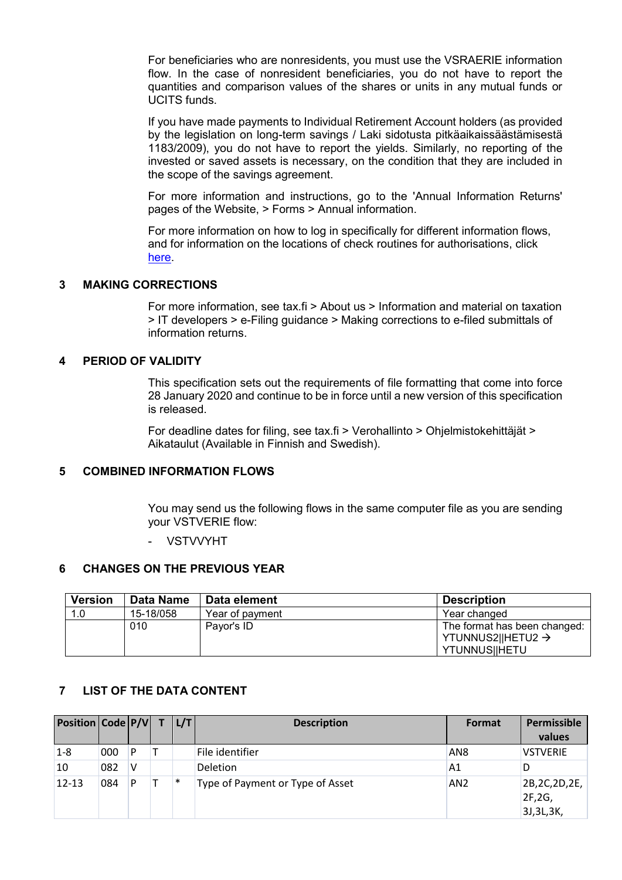For beneficiaries who are nonresidents, you must use the VSRAERIE information flow. In the case of nonresident beneficiaries, you do not have to report the quantities and comparison values of the shares or units in any mutual funds or UCITS funds.

If you have made payments to Individual Retirement Account holders (as provided by the legislation on long-term savings / Laki sidotusta pitkäaikaissäästämisestä 1183/2009), you do not have to report the yields. Similarly, no reporting of the invested or saved assets is necessary, on the condition that they are included in the scope of the savings agreement.

For more information and instructions, go to the 'Annual Information Returns' pages of the Website, > Forms > Annual information.

For more information on how to log in specifically for different information flows, and for information on the locations of check routines for authorisations, click here.

## 3 MAKING CORRECTIONS

For more information, see tax.fi > About us > Information and material on taxation > IT developers > e-Filing guidance > Making corrections to e-filed submittals of information returns.

## 4 PERIOD OF VALIDITY

This specification sets out the requirements of file formatting that come into force 28 January 2020 and continue to be in force until a new version of this specification is released.

For deadline dates for filing, see tax.fi > Verohallinto > Ohjelmistokehittäjät > Aikataulut (Available in Finnish and Swedish).

## 5 COMBINED INFORMATION FLOWS

You may send us the following flows in the same computer file as you are sending your VSTVERIE flow:

- VSTVVYHT

## 6 CHANGES ON THE PREVIOUS YEAR

| Version | Data Name | Data element | Description |
|---|---|---|---|
| 1.0 | 15-18/058 | Year of payment | Year changed |
| | 010 | Payor's ID | The format has been changed: YTUNNUS2‖HETU2 → YTUNNUS‖HETU |

## 7 LIST OF THE DATA CONTENT

| Position | Code | P/V | T | L/T | Description | Format | Permissible values |
|---|---|---|---|---|---|---|---|
| 1-8 | 000 | P | T | | File identifier | AN8 | VSTVERIE |
| 10 | 082 | V | | | Deletion | A1 | D |
| 12-13 | 084 | P | T | * | Type of Payment or Type of Asset | AN2 | 2B,2C,2D,2E, 2F,2G, 3J,3L,3K, |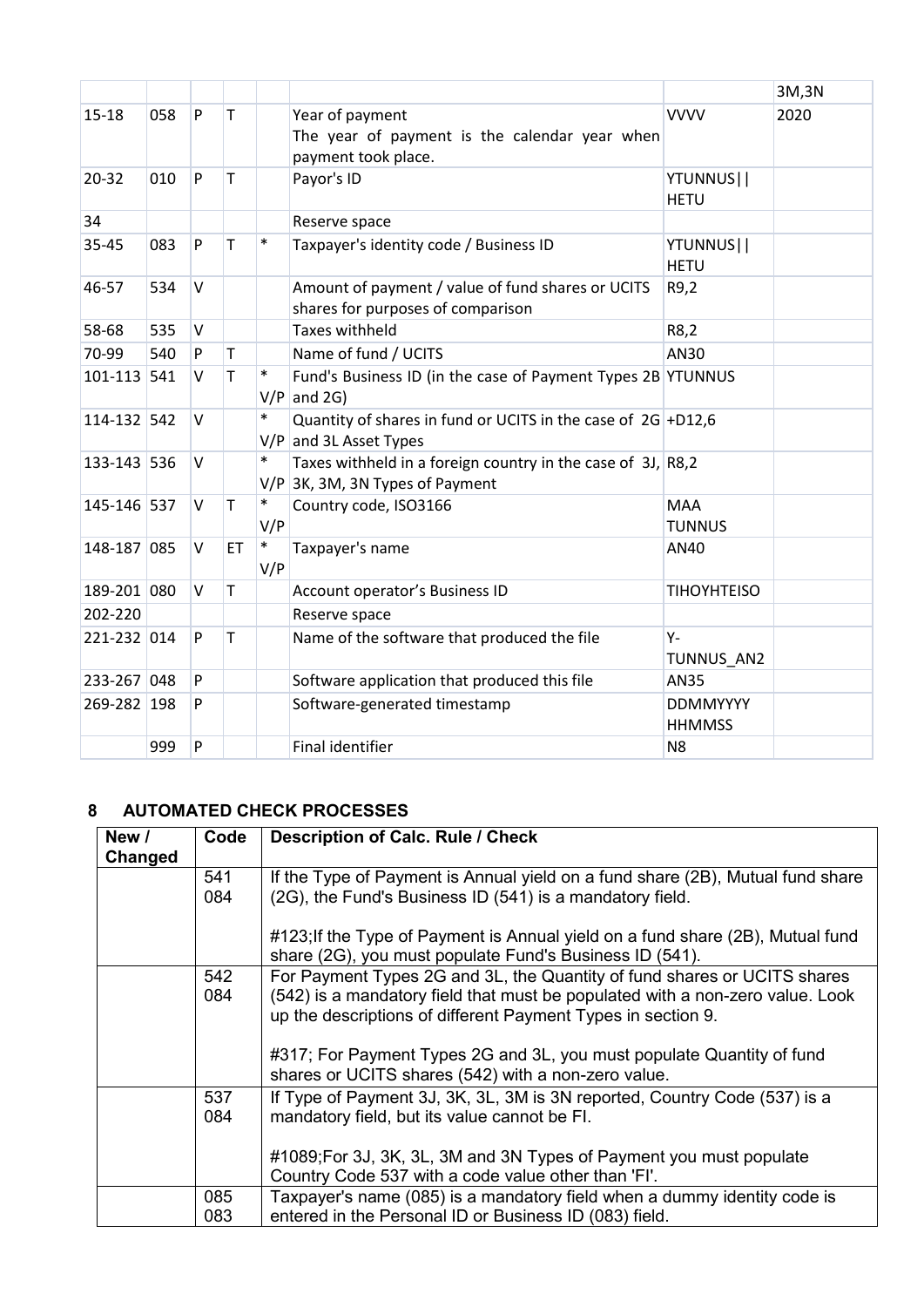| | | | | | | | 3M,3N |
|---|---|---|---|---|---|---|---|
| 15-18 | 058 | P | T | | Year of payment<br>The year of payment is the calendar year when payment took place. | VVVV | 2020 |
| 20-32 | 010 | P | T | | Payor's ID | YTUNNUS\|\| HETU | |
| 34 | | | | | Reserve space | | |
| 35-45 | 083 | P | T | * | Taxpayer's identity code / Business ID | YTUNNUS\|\| HETU | |
| 46-57 | 534 | V | | | Amount of payment / value of fund shares or UCITS shares for purposes of comparison | R9,2 | |
| 58-68 | 535 | V | | | Taxes withheld | R8,2 | |
| 70-99 | 540 | P | T | | Name of fund / UCITS | AN30 | |
| 101-113 | 541 | V | T | * V/P | Fund's Business ID (in the case of Payment Types 2B and 2G) | YTUNNUS | |
| 114-132 | 542 | V | | * V/P | Quantity of shares in fund or UCITS in the case of 2G and 3L Asset Types | +D12,6 | |
| 133-143 | 536 | V | | * V/P | Taxes withheld in a foreign country in the case of 3J, 3K, 3M, 3N Types of Payment | R8,2 | |
| 145-146 | 537 | V | T | * V/P | Country code, ISO3166 | MAA TUNNUS | |
| 148-187 | 085 | V | ET | * V/P | Taxpayer's name | AN40 | |
| 189-201 | 080 | V | T | | Account operator's Business ID | TIHOYHTEISO | |
| 202-220 | | | | | Reserve space | | |
| 221-232 | 014 | P | T | | Name of the software that produced the file | Y-TUNNUS_AN2 | |
| 233-267 | 048 | P | | | Software application that produced this file | AN35 | |
| 269-282 | 198 | P | | | Software-generated timestamp | DDMMYYYY HHMMSS | |
| | 999 | P | | | Final identifier | N8 | |

## 8 AUTOMATED CHECK PROCESSES

| New / Changed | Code | Description of Calc. Rule / Check |
|---|---|---|
| | 541<br>084 | If the Type of Payment is Annual yield on a fund share (2B), Mutual fund share (2G), the Fund's Business ID (541) is a mandatory field.<br><br>#123;If the Type of Payment is Annual yield on a fund share (2B), Mutual fund share (2G), you must populate Fund's Business ID (541). |
| | 542<br>084 | For Payment Types 2G and 3L, the Quantity of fund shares or UCITS shares (542) is a mandatory field that must be populated with a non-zero value. Look up the descriptions of different Payment Types in section 9.<br><br>#317; For Payment Types 2G and 3L, you must populate Quantity of fund shares or UCITS shares (542) with a non-zero value. |
| | 537<br>084 | If Type of Payment 3J, 3K, 3L, 3M is 3N reported, Country Code (537) is a mandatory field, but its value cannot be FI.<br><br>#1089;For 3J, 3K, 3L, 3M and 3N Types of Payment you must populate Country Code 537 with a code value other than 'FI'. |
| | 085<br>083 | Taxpayer's name (085) is a mandatory field when a dummy identity code is entered in the Personal ID or Business ID (083) field. |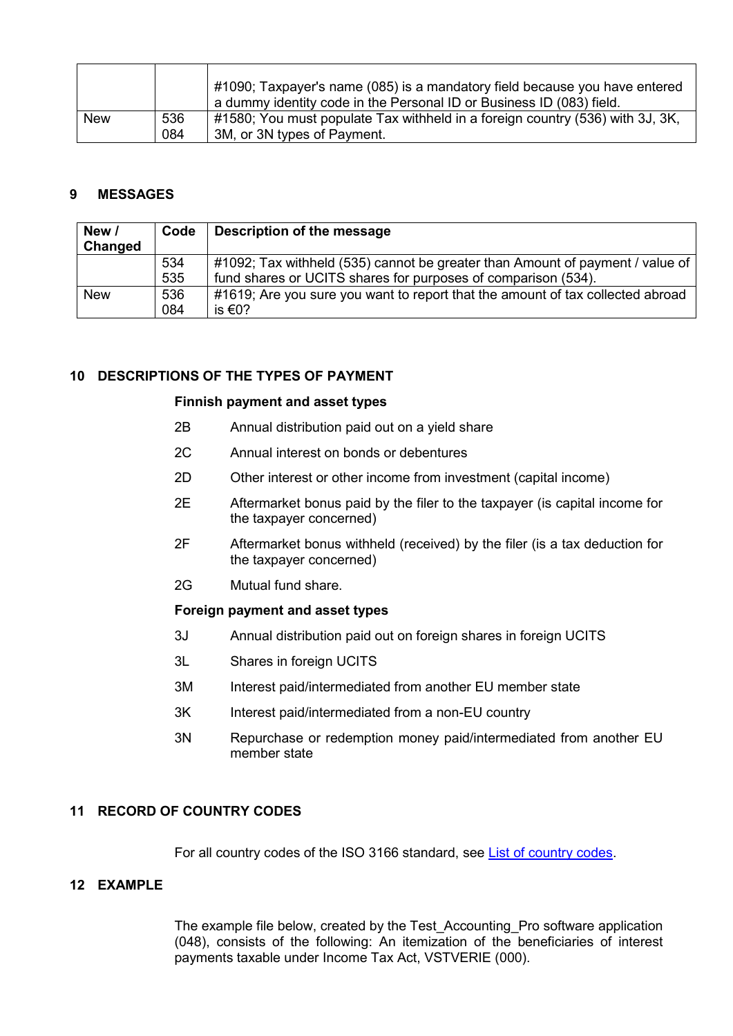| | | |
|---|---|---|
| | | #1090; Taxpayer's name (085) is a mandatory field because you have entered a dummy identity code in the Personal ID or Business ID (083) field. |
| New | 536<br>084 | #1580; You must populate Tax withheld in a foreign country (536) with 3J, 3K, 3M, or 3N types of Payment. |

## 9 MESSAGES

| New / Changed | Code | Description of the message |
|---|---|---|
| | 534<br>535 | #1092; Tax withheld (535) cannot be greater than Amount of payment / value of fund shares or UCITS shares for purposes of comparison (534). |
| New | 536<br>084 | #1619; Are you sure you want to report that the amount of tax collected abroad is €0? |

## 10 DESCRIPTIONS OF THE TYPES OF PAYMENT

**Finnish payment and asset types**

- 2B Annual distribution paid out on a yield share
- 2C Annual interest on bonds or debentures
- 2D Other interest or other income from investment (capital income)
- 2E Aftermarket bonus paid by the filer to the taxpayer (is capital income for the taxpayer concerned)
- 2F Aftermarket bonus withheld (received) by the filer (is a tax deduction for the taxpayer concerned)
- 2G Mutual fund share.

**Foreign payment and asset types**

- 3J Annual distribution paid out on foreign shares in foreign UCITS
- 3L Shares in foreign UCITS
- 3M Interest paid/intermediated from another EU member state
- 3K Interest paid/intermediated from a non-EU country
- 3N Repurchase or redemption money paid/intermediated from another EU member state

## 11 RECORD OF COUNTRY CODES

For all country codes of the ISO 3166 standard, see List of country codes.

## 12 EXAMPLE

The example file below, created by the Test_Accounting_Pro software application (048), consists of the following: An itemization of the beneficiaries of interest payments taxable under Income Tax Act, VSTVERIE (000).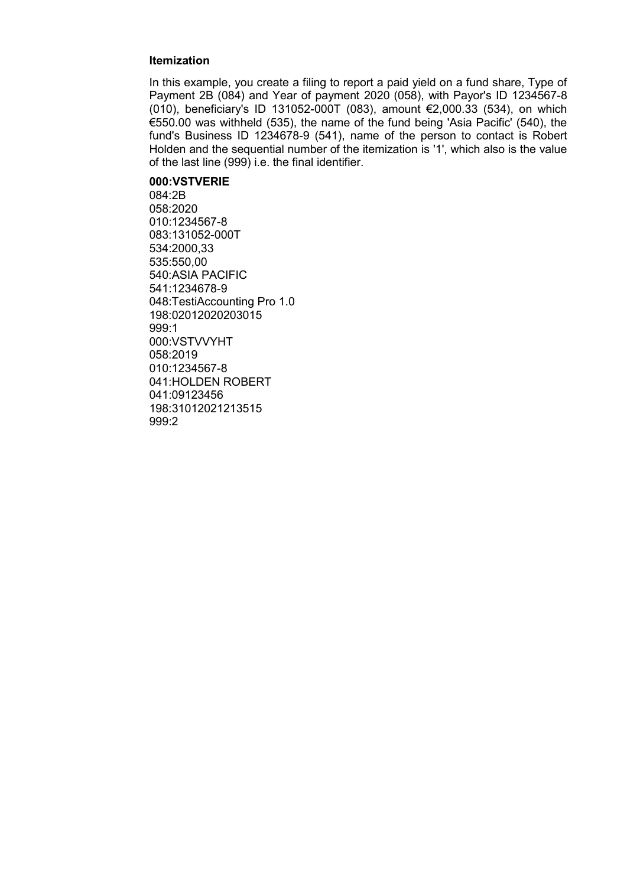**Itemization**

In this example, you create a filing to report a paid yield on a fund share, Type of Payment 2B (084) and Year of payment 2020 (058), with Payor's ID 1234567-8 (010), beneficiary's ID 131052-000T (083), amount €2,000.33 (534), on which €550.00 was withheld (535), the name of the fund being 'Asia Pacific' (540), the fund's Business ID 1234678-9 (541), name of the person to contact is Robert Holden and the sequential number of the itemization is '1', which also is the value of the last line (999) i.e. the final identifier.

**000:VSTVERIE**
084:2B
058:2020
010:1234567-8
083:131052-000T
534:2000,33
535:550,00
540:ASIA PACIFIC
541:1234678-9
048:TestiAccounting Pro 1.0
198:02012020203015
999:1
000:VSTVVYHT
058:2019
010:1234567-8
041:HOLDEN ROBERT
041:09123456
198:31012021213515
999:2